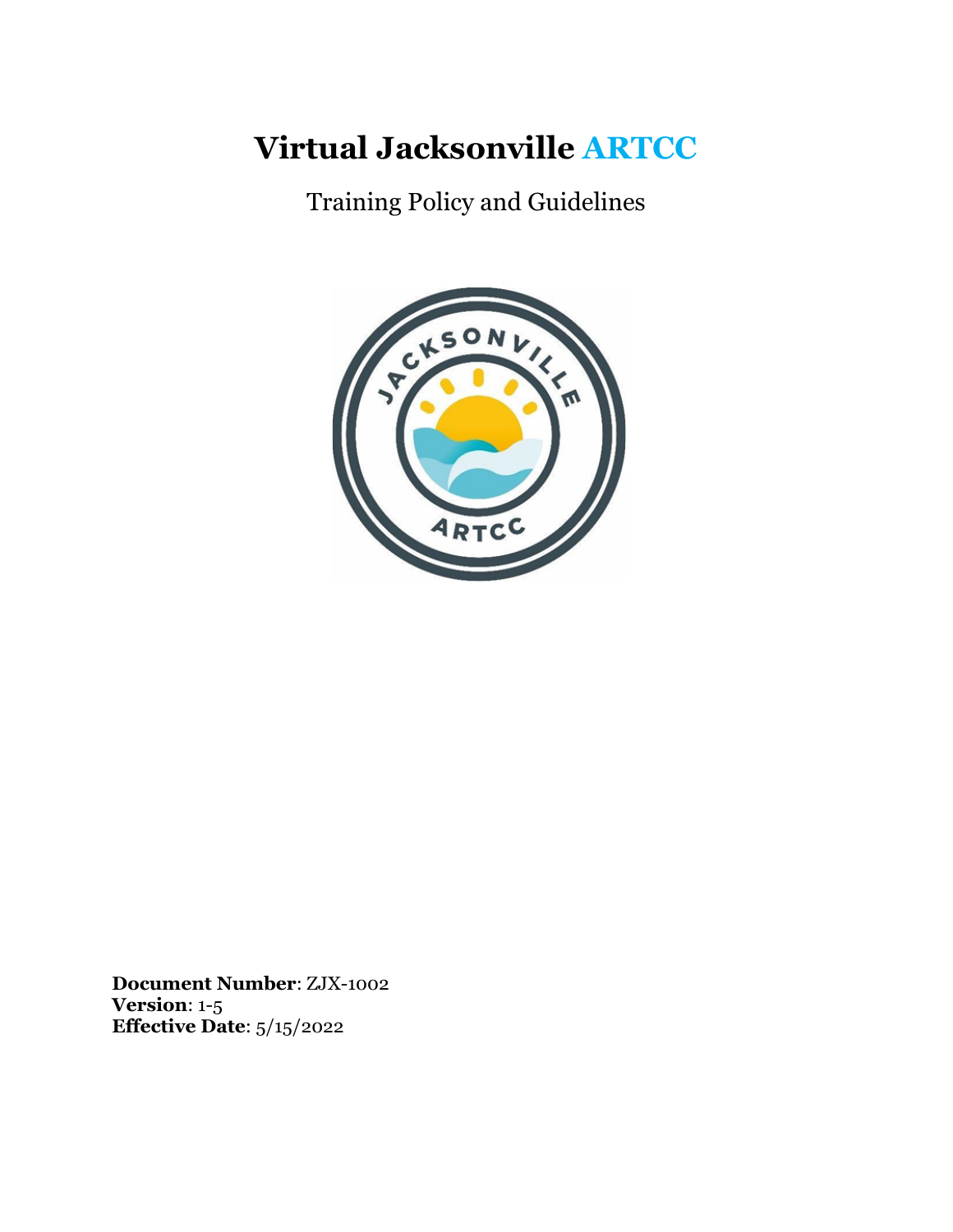# Virtual Jacksonville ARTCC

Training Policy and Guidelines

**Document Number**: ZJX-1002
**Version**: 1-5
**Effective Date**: 5/15/2022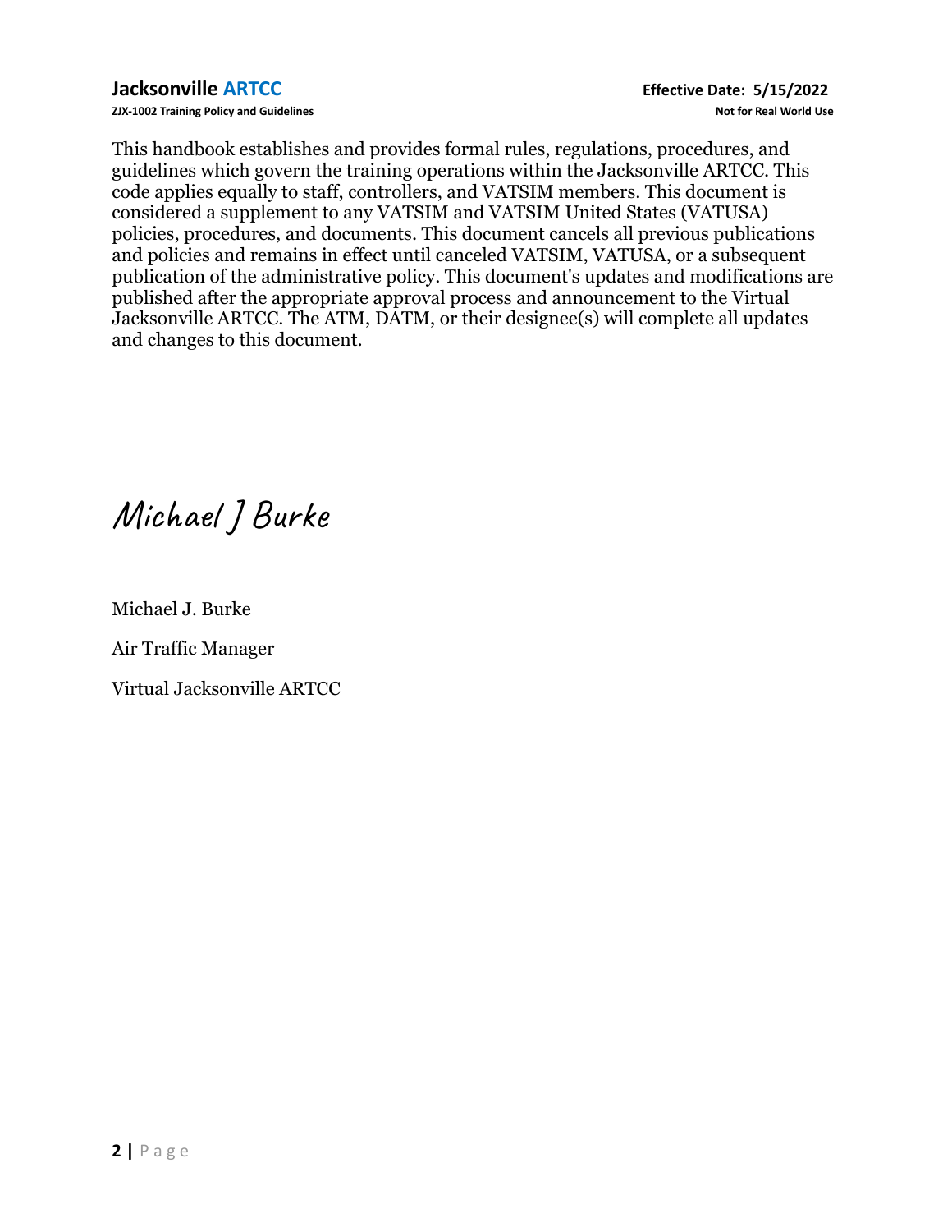This handbook establishes and provides formal rules, regulations, procedures, and guidelines which govern the training operations within the Jacksonville ARTCC. This code applies equally to staff, controllers, and VATSIM members. This document is considered a supplement to any VATSIM and VATSIM United States (VATUSA) policies, procedures, and documents. This document cancels all previous publications and policies and remains in effect until canceled VATSIM, VATUSA, or a subsequent publication of the administrative policy. This document's updates and modifications are published after the appropriate approval process and announcement to the Virtual Jacksonville ARTCC. The ATM, DATM, or their designee(s) will complete all updates and changes to this document.

*Michael J Burke*

Michael J. Burke

Air Traffic Manager

Virtual Jacksonville ARTCC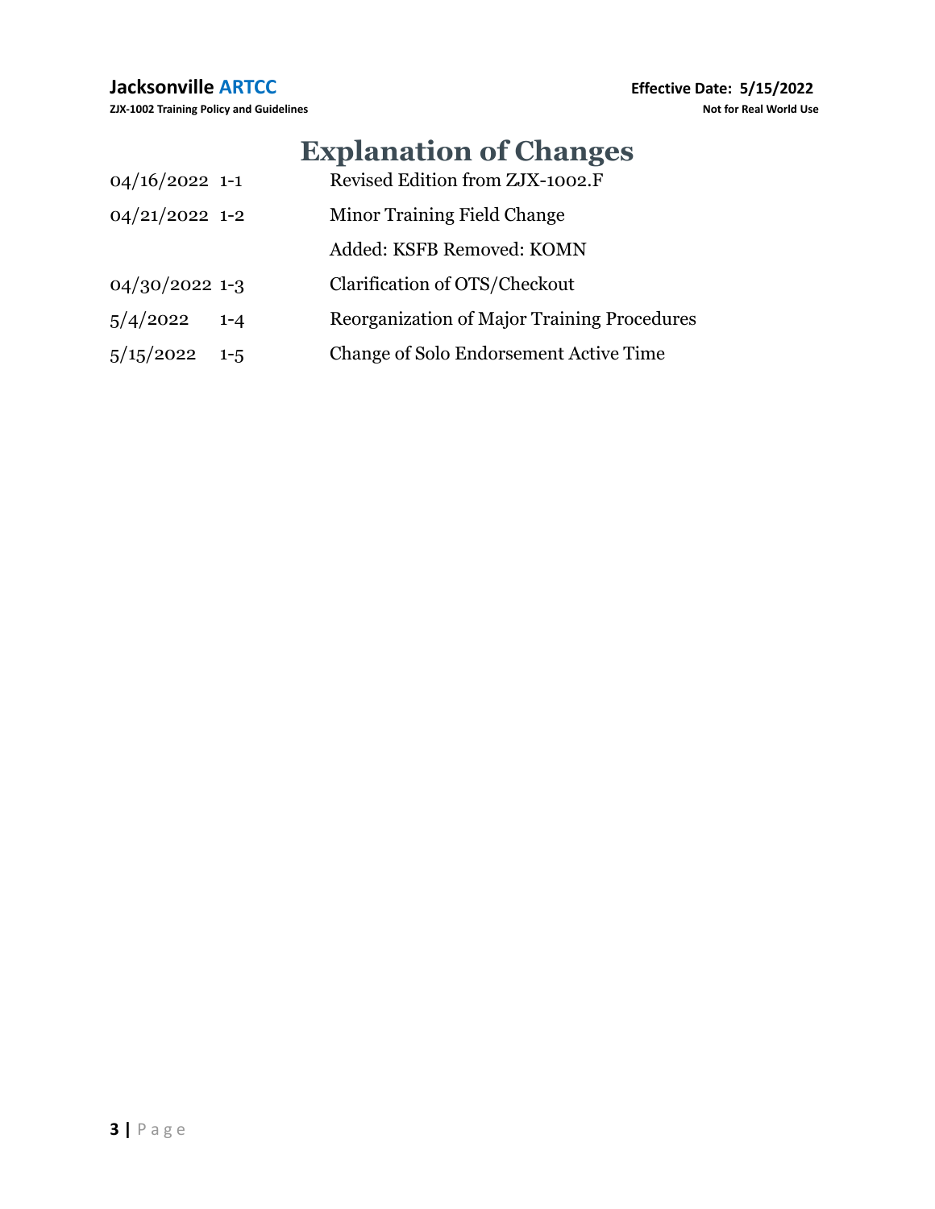# Explanation of Changes

| | | |
|---|---|---|
| 04/16/2022 | 1-1 | Revised Edition from ZJX-1002.F |
| 04/21/2022 | 1-2 | Minor Training Field Change |
| | | Added: KSFB Removed: KOMN |
| 04/30/2022 | 1-3 | Clarification of OTS/Checkout |
| 5/4/2022 | 1-4 | Reorganization of Major Training Procedures |
| 5/15/2022 | 1-5 | Change of Solo Endorsement Active Time |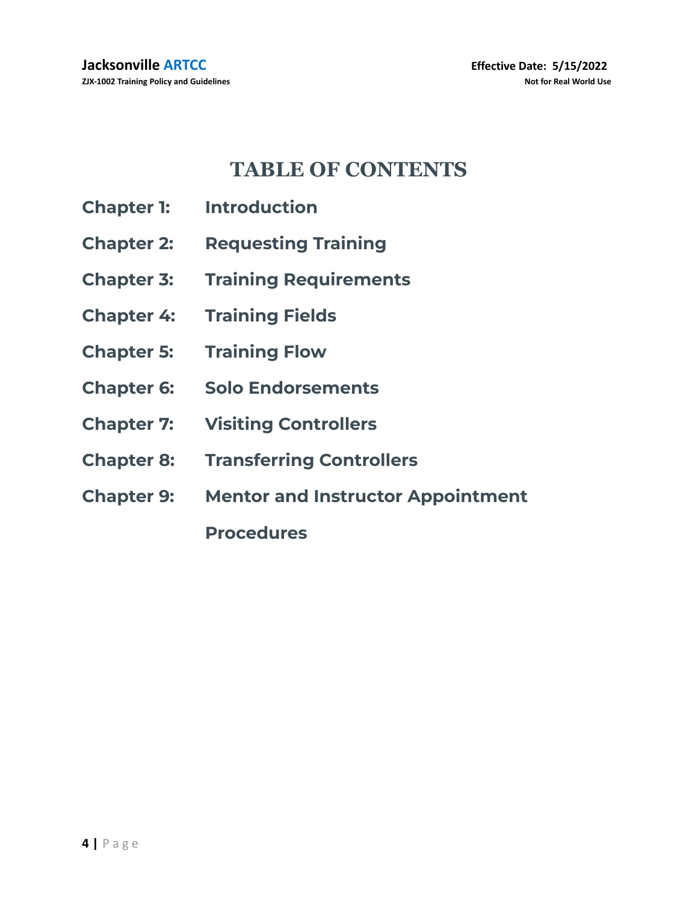# TABLE OF CONTENTS

**Chapter 1:** **Introduction**

**Chapter 2:** **Requesting Training**

**Chapter 3:** **Training Requirements**

**Chapter 4:** **Training Fields**

**Chapter 5:** **Training Flow**

**Chapter 6:** **Solo Endorsements**

**Chapter 7:** **Visiting Controllers**

**Chapter 8:** **Transferring Controllers**

**Chapter 9:** **Mentor and Instructor Appointment Procedures**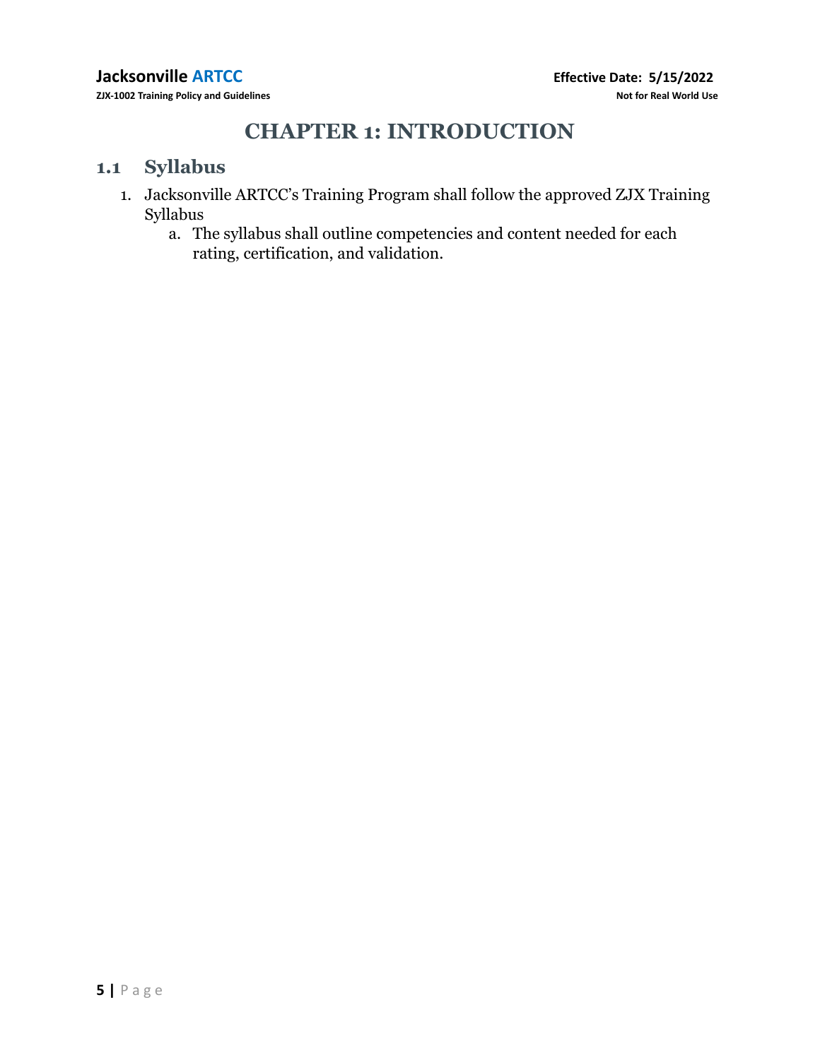# CHAPTER 1: INTRODUCTION

## 1.1 Syllabus

1. Jacksonville ARTCC's Training Program shall follow the approved ZJX Training Syllabus
   a. The syllabus shall outline competencies and content needed for each rating, certification, and validation.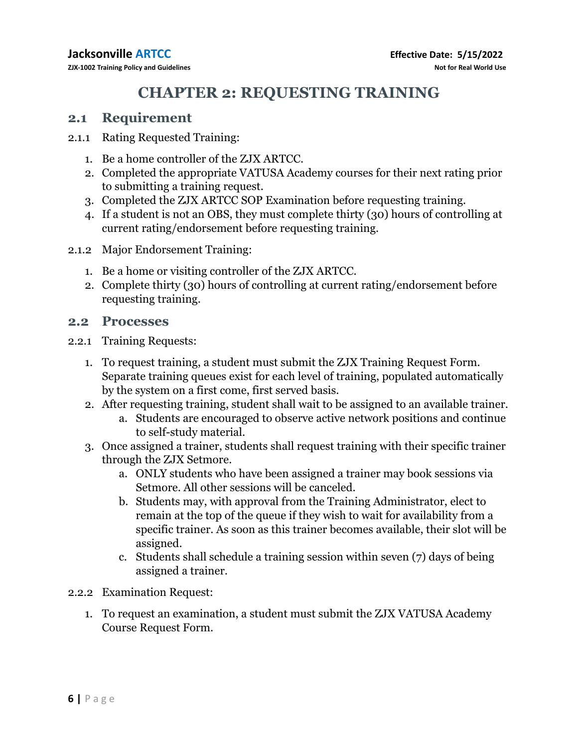# CHAPTER 2: REQUESTING TRAINING

## 2.1 Requirement

2.1.1 Rating Requested Training:

1. Be a home controller of the ZJX ARTCC.
2. Completed the appropriate VATUSA Academy courses for their next rating prior to submitting a training request.
3. Completed the ZJX ARTCC SOP Examination before requesting training.
4. If a student is not an OBS, they must complete thirty (30) hours of controlling at current rating/endorsement before requesting training.

2.1.2 Major Endorsement Training:

1. Be a home or visiting controller of the ZJX ARTCC.
2. Complete thirty (30) hours of controlling at current rating/endorsement before requesting training.

## 2.2 Processes

2.2.1 Training Requests:

1. To request training, a student must submit the ZJX Training Request Form. Separate training queues exist for each level of training, populated automatically by the system on a first come, first served basis.
2. After requesting training, student shall wait to be assigned to an available trainer.
    a. Students are encouraged to observe active network positions and continue to self-study material.
3. Once assigned a trainer, students shall request training with their specific trainer through the ZJX Setmore.
    a. ONLY students who have been assigned a trainer may book sessions via Setmore. All other sessions will be canceled.
    b. Students may, with approval from the Training Administrator, elect to remain at the top of the queue if they wish to wait for availability from a specific trainer. As soon as this trainer becomes available, their slot will be assigned.
    c. Students shall schedule a training session within seven (7) days of being assigned a trainer.

2.2.2 Examination Request:

1. To request an examination, a student must submit the ZJX VATUSA Academy Course Request Form.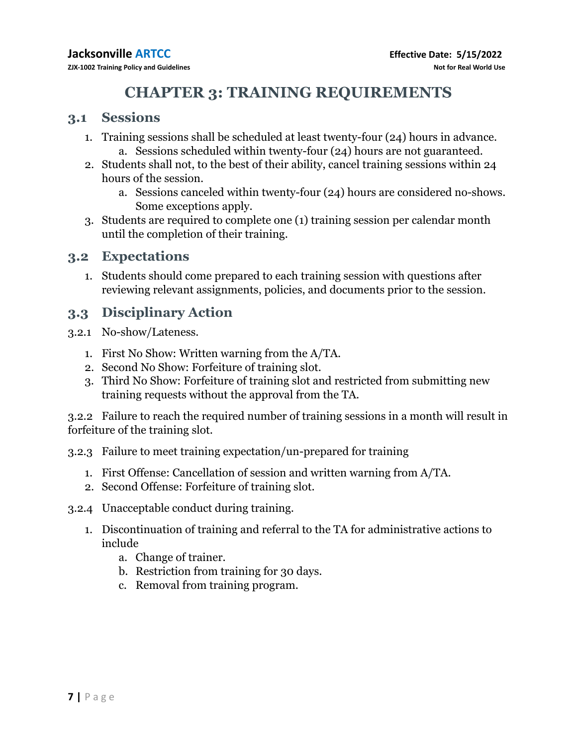# CHAPTER 3: TRAINING REQUIREMENTS

## 3.1 Sessions

1. Training sessions shall be scheduled at least twenty-four (24) hours in advance.
    a. Sessions scheduled within twenty-four (24) hours are not guaranteed.
2. Students shall not, to the best of their ability, cancel training sessions within 24 hours of the session.
    a. Sessions canceled within twenty-four (24) hours are considered no-shows. Some exceptions apply.
3. Students are required to complete one (1) training session per calendar month until the completion of their training.

## 3.2 Expectations

1. Students should come prepared to each training session with questions after reviewing relevant assignments, policies, and documents prior to the session.

## 3.3 Disciplinary Action

3.2.1 No-show/Lateness.

1. First No Show: Written warning from the A/TA.
2. Second No Show: Forfeiture of training slot.
3. Third No Show: Forfeiture of training slot and restricted from submitting new training requests without the approval from the TA.

3.2.2 Failure to reach the required number of training sessions in a month will result in forfeiture of the training slot.

3.2.3 Failure to meet training expectation/un-prepared for training

1. First Offense: Cancellation of session and written warning from A/TA.
2. Second Offense: Forfeiture of training slot.

3.2.4 Unacceptable conduct during training.

1. Discontinuation of training and referral to the TA for administrative actions to include
    a. Change of trainer.
    b. Restriction from training for 30 days.
    c. Removal from training program.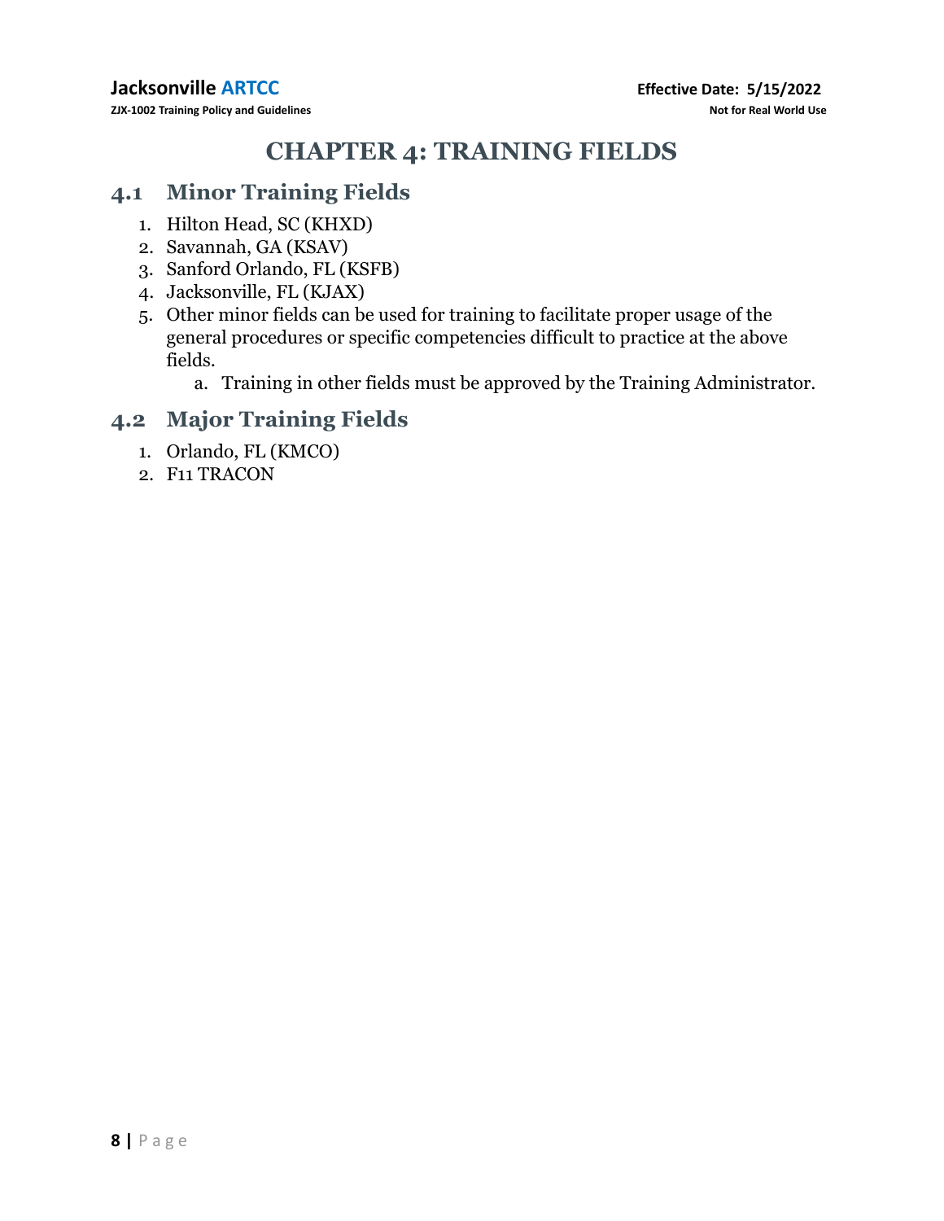# CHAPTER 4: TRAINING FIELDS

## 4.1 Minor Training Fields

1. Hilton Head, SC (KHXD)
2. Savannah, GA (KSAV)
3. Sanford Orlando, FL (KSFB)
4. Jacksonville, FL (KJAX)
5. Other minor fields can be used for training to facilitate proper usage of the general procedures or specific competencies difficult to practice at the above fields.
   a. Training in other fields must be approved by the Training Administrator.

## 4.2 Major Training Fields

1. Orlando, FL (KMCO)
2. F11 TRACON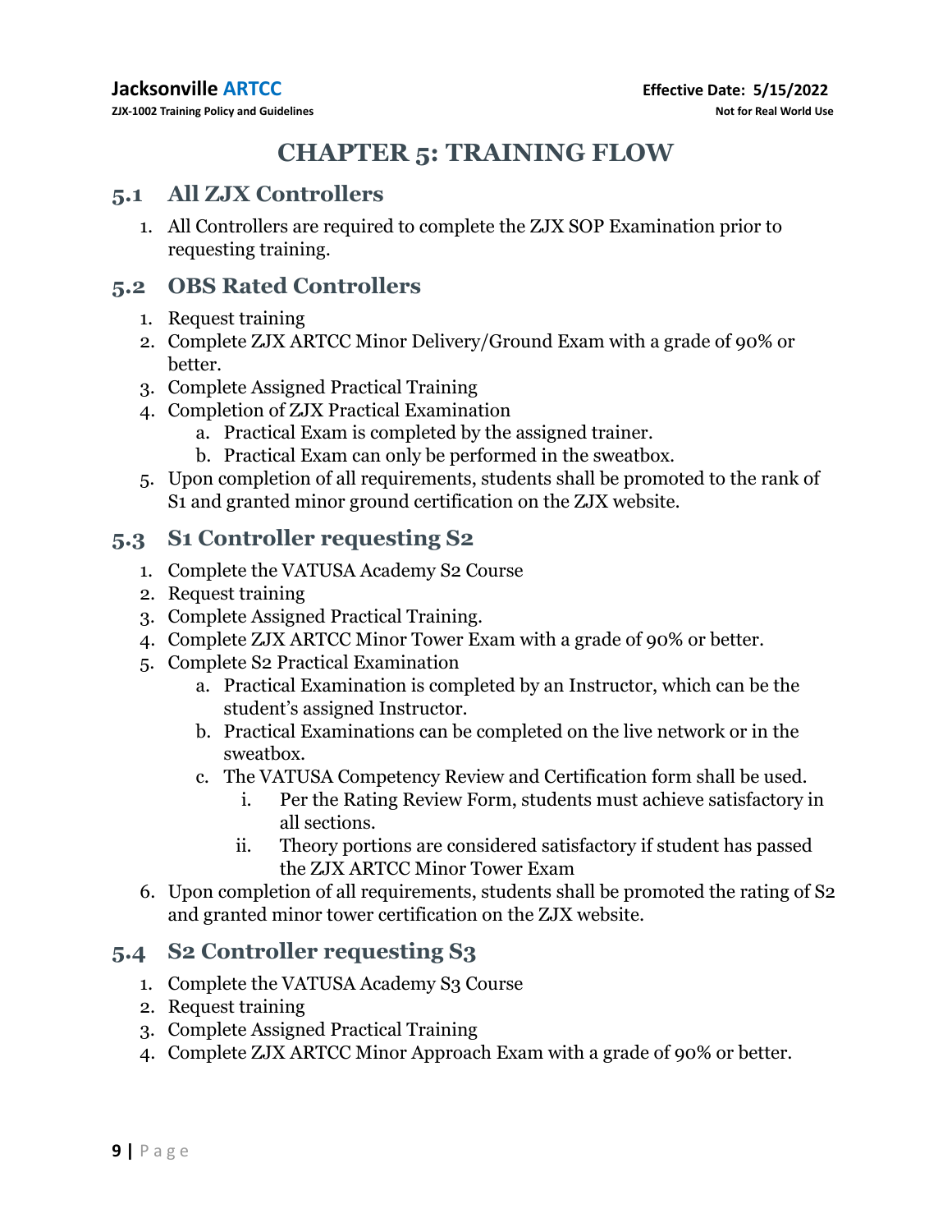# CHAPTER 5: TRAINING FLOW

## 5.1 All ZJX Controllers

1. All Controllers are required to complete the ZJX SOP Examination prior to requesting training.

## 5.2 OBS Rated Controllers

1. Request training
2. Complete ZJX ARTCC Minor Delivery/Ground Exam with a grade of 90% or better.
3. Complete Assigned Practical Training
4. Completion of ZJX Practical Examination
   a. Practical Exam is completed by the assigned trainer.
   b. Practical Exam can only be performed in the sweatbox.
5. Upon completion of all requirements, students shall be promoted to the rank of S1 and granted minor ground certification on the ZJX website.

## 5.3 S1 Controller requesting S2

1. Complete the VATUSA Academy S2 Course
2. Request training
3. Complete Assigned Practical Training.
4. Complete ZJX ARTCC Minor Tower Exam with a grade of 90% or better.
5. Complete S2 Practical Examination
   a. Practical Examination is completed by an Instructor, which can be the student's assigned Instructor.
   b. Practical Examinations can be completed on the live network or in the sweatbox.
   c. The VATUSA Competency Review and Certification form shall be used.
      i. Per the Rating Review Form, students must achieve satisfactory in all sections.
      ii. Theory portions are considered satisfactory if student has passed the ZJX ARTCC Minor Tower Exam
6. Upon completion of all requirements, students shall be promoted the rating of S2 and granted minor tower certification on the ZJX website.

## 5.4 S2 Controller requesting S3

1. Complete the VATUSA Academy S3 Course
2. Request training
3. Complete Assigned Practical Training
4. Complete ZJX ARTCC Minor Approach Exam with a grade of 90% or better.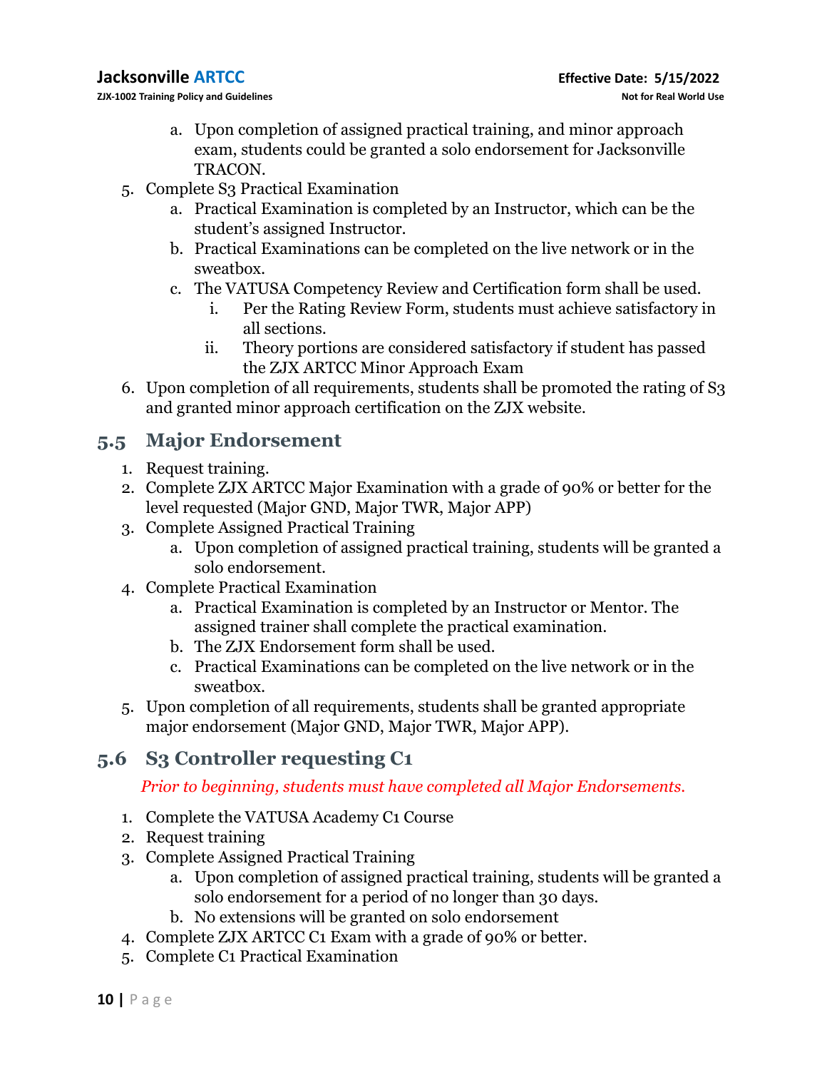a. Upon completion of assigned practical training, and minor approach exam, students could be granted a solo endorsement for Jacksonville TRACON.

5. Complete S3 Practical Examination
   a. Practical Examination is completed by an Instructor, which can be the student's assigned Instructor.
   b. Practical Examinations can be completed on the live network or in the sweatbox.
   c. The VATUSA Competency Review and Certification form shall be used.
      i. Per the Rating Review Form, students must achieve satisfactory in all sections.
      ii. Theory portions are considered satisfactory if student has passed the ZJX ARTCC Minor Approach Exam
6. Upon completion of all requirements, students shall be promoted the rating of S3 and granted minor approach certification on the ZJX website.

## 5.5 Major Endorsement

1. Request training.
2. Complete ZJX ARTCC Major Examination with a grade of 90% or better for the level requested (Major GND, Major TWR, Major APP)
3. Complete Assigned Practical Training
   a. Upon completion of assigned practical training, students will be granted a solo endorsement.
4. Complete Practical Examination
   a. Practical Examination is completed by an Instructor or Mentor. The assigned trainer shall complete the practical examination.
   b. The ZJX Endorsement form shall be used.
   c. Practical Examinations can be completed on the live network or in the sweatbox.
5. Upon completion of all requirements, students shall be granted appropriate major endorsement (Major GND, Major TWR, Major APP).

## 5.6 S3 Controller requesting C1

*Prior to beginning, students must have completed all Major Endorsements.*

1. Complete the VATUSA Academy C1 Course
2. Request training
3. Complete Assigned Practical Training
   a. Upon completion of assigned practical training, students will be granted a solo endorsement for a period of no longer than 30 days.
   b. No extensions will be granted on solo endorsement
4. Complete ZJX ARTCC C1 Exam with a grade of 90% or better.
5. Complete C1 Practical Examination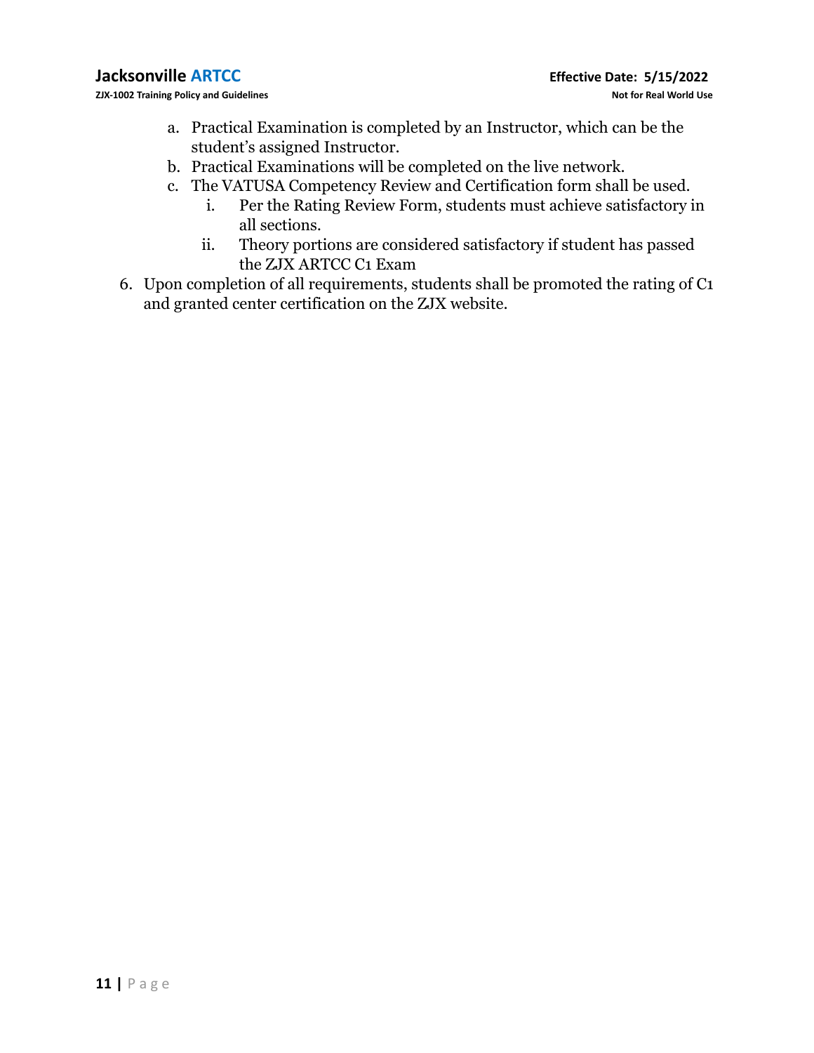a. Practical Examination is completed by an Instructor, which can be the student's assigned Instructor.
   b. Practical Examinations will be completed on the live network.
   c. The VATUSA Competency Review and Certification form shall be used.
      i. Per the Rating Review Form, students must achieve satisfactory in all sections.
      ii. Theory portions are considered satisfactory if student has passed the ZJX ARTCC C1 Exam

6. Upon completion of all requirements, students shall be promoted the rating of C1 and granted center certification on the ZJX website.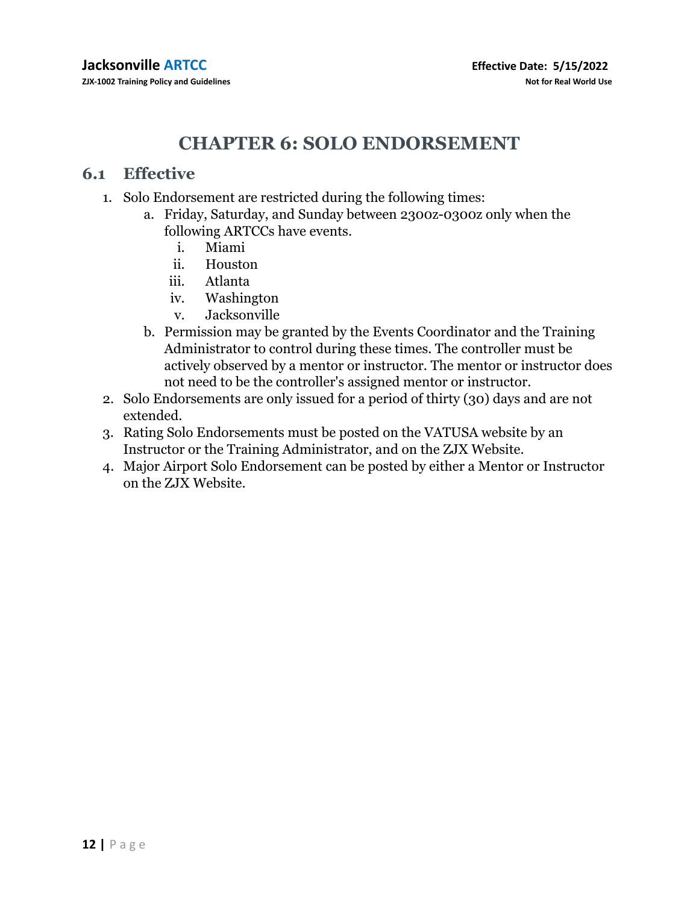# CHAPTER 6: SOLO ENDORSEMENT

## 6.1 Effective

1. Solo Endorsement are restricted during the following times:
   a. Friday, Saturday, and Sunday between 2300z-0300z only when the following ARTCCs have events.
      i. Miami
      ii. Houston
      iii. Atlanta
      iv. Washington
      v. Jacksonville
   b. Permission may be granted by the Events Coordinator and the Training Administrator to control during these times. The controller must be actively observed by a mentor or instructor. The mentor or instructor does not need to be the controller's assigned mentor or instructor.
2. Solo Endorsements are only issued for a period of thirty (30) days and are not extended.
3. Rating Solo Endorsements must be posted on the VATUSA website by an Instructor or the Training Administrator, and on the ZJX Website.
4. Major Airport Solo Endorsement can be posted by either a Mentor or Instructor on the ZJX Website.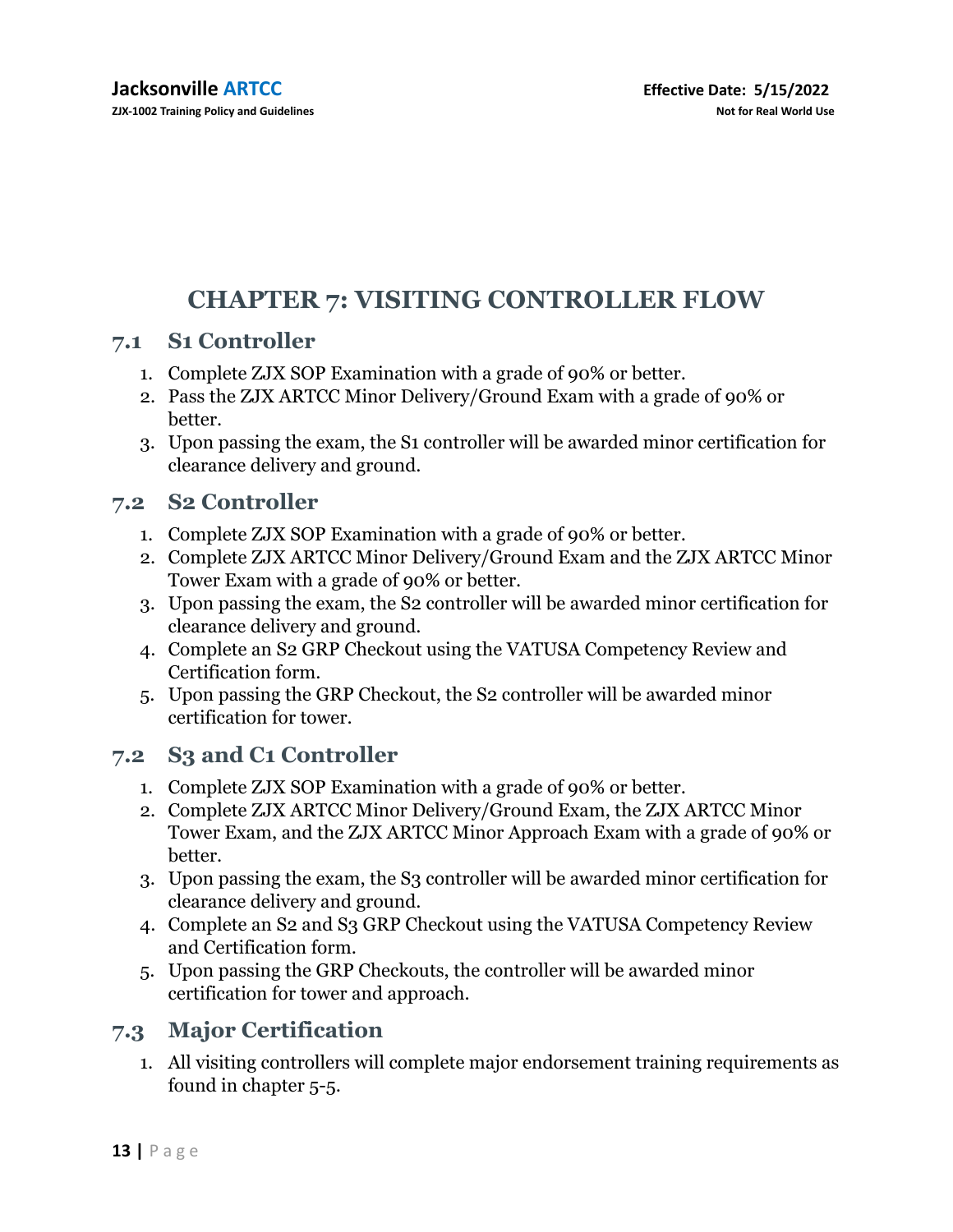# CHAPTER 7: VISITING CONTROLLER FLOW

## 7.1 S1 Controller

1. Complete ZJX SOP Examination with a grade of 90% or better.
2. Pass the ZJX ARTCC Minor Delivery/Ground Exam with a grade of 90% or better.
3. Upon passing the exam, the S1 controller will be awarded minor certification for clearance delivery and ground.

## 7.2 S2 Controller

1. Complete ZJX SOP Examination with a grade of 90% or better.
2. Complete ZJX ARTCC Minor Delivery/Ground Exam and the ZJX ARTCC Minor Tower Exam with a grade of 90% or better.
3. Upon passing the exam, the S2 controller will be awarded minor certification for clearance delivery and ground.
4. Complete an S2 GRP Checkout using the VATUSA Competency Review and Certification form.
5. Upon passing the GRP Checkout, the S2 controller will be awarded minor certification for tower.

## 7.2 S3 and C1 Controller

1. Complete ZJX SOP Examination with a grade of 90% or better.
2. Complete ZJX ARTCC Minor Delivery/Ground Exam, the ZJX ARTCC Minor Tower Exam, and the ZJX ARTCC Minor Approach Exam with a grade of 90% or better.
3. Upon passing the exam, the S3 controller will be awarded minor certification for clearance delivery and ground.
4. Complete an S2 and S3 GRP Checkout using the VATUSA Competency Review and Certification form.
5. Upon passing the GRP Checkouts, the controller will be awarded minor certification for tower and approach.

## 7.3 Major Certification

1. All visiting controllers will complete major endorsement training requirements as found in chapter 5-5.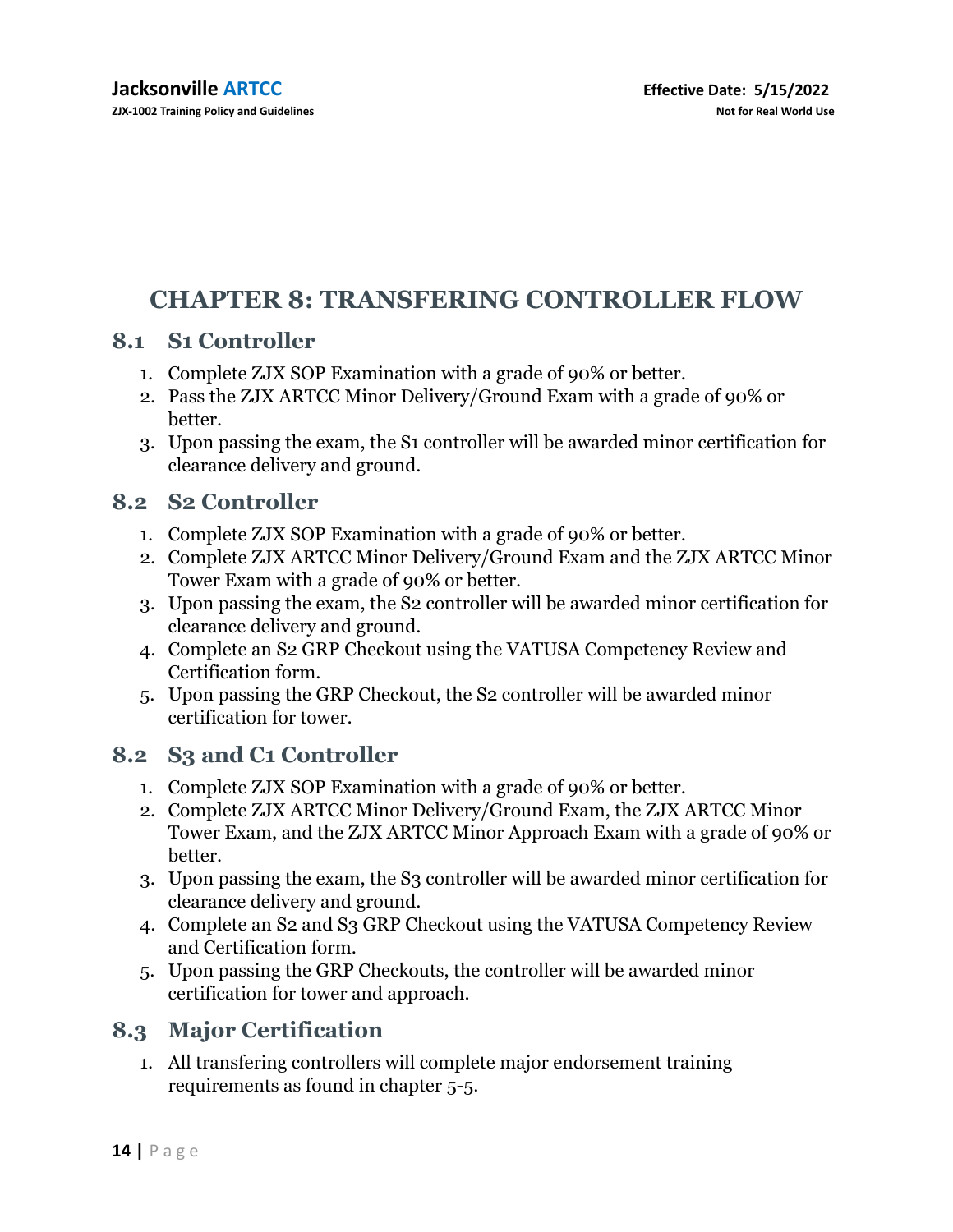# CHAPTER 8: TRANSFERING CONTROLLER FLOW

## 8.1 S1 Controller

1. Complete ZJX SOP Examination with a grade of 90% or better.
2. Pass the ZJX ARTCC Minor Delivery/Ground Exam with a grade of 90% or better.
3. Upon passing the exam, the S1 controller will be awarded minor certification for clearance delivery and ground.

## 8.2 S2 Controller

1. Complete ZJX SOP Examination with a grade of 90% or better.
2. Complete ZJX ARTCC Minor Delivery/Ground Exam and the ZJX ARTCC Minor Tower Exam with a grade of 90% or better.
3. Upon passing the exam, the S2 controller will be awarded minor certification for clearance delivery and ground.
4. Complete an S2 GRP Checkout using the VATUSA Competency Review and Certification form.
5. Upon passing the GRP Checkout, the S2 controller will be awarded minor certification for tower.

## 8.2 S3 and C1 Controller

1. Complete ZJX SOP Examination with a grade of 90% or better.
2. Complete ZJX ARTCC Minor Delivery/Ground Exam, the ZJX ARTCC Minor Tower Exam, and the ZJX ARTCC Minor Approach Exam with a grade of 90% or better.
3. Upon passing the exam, the S3 controller will be awarded minor certification for clearance delivery and ground.
4. Complete an S2 and S3 GRP Checkout using the VATUSA Competency Review and Certification form.
5. Upon passing the GRP Checkouts, the controller will be awarded minor certification for tower and approach.

## 8.3 Major Certification

1. All transfering controllers will complete major endorsement training requirements as found in chapter 5-5.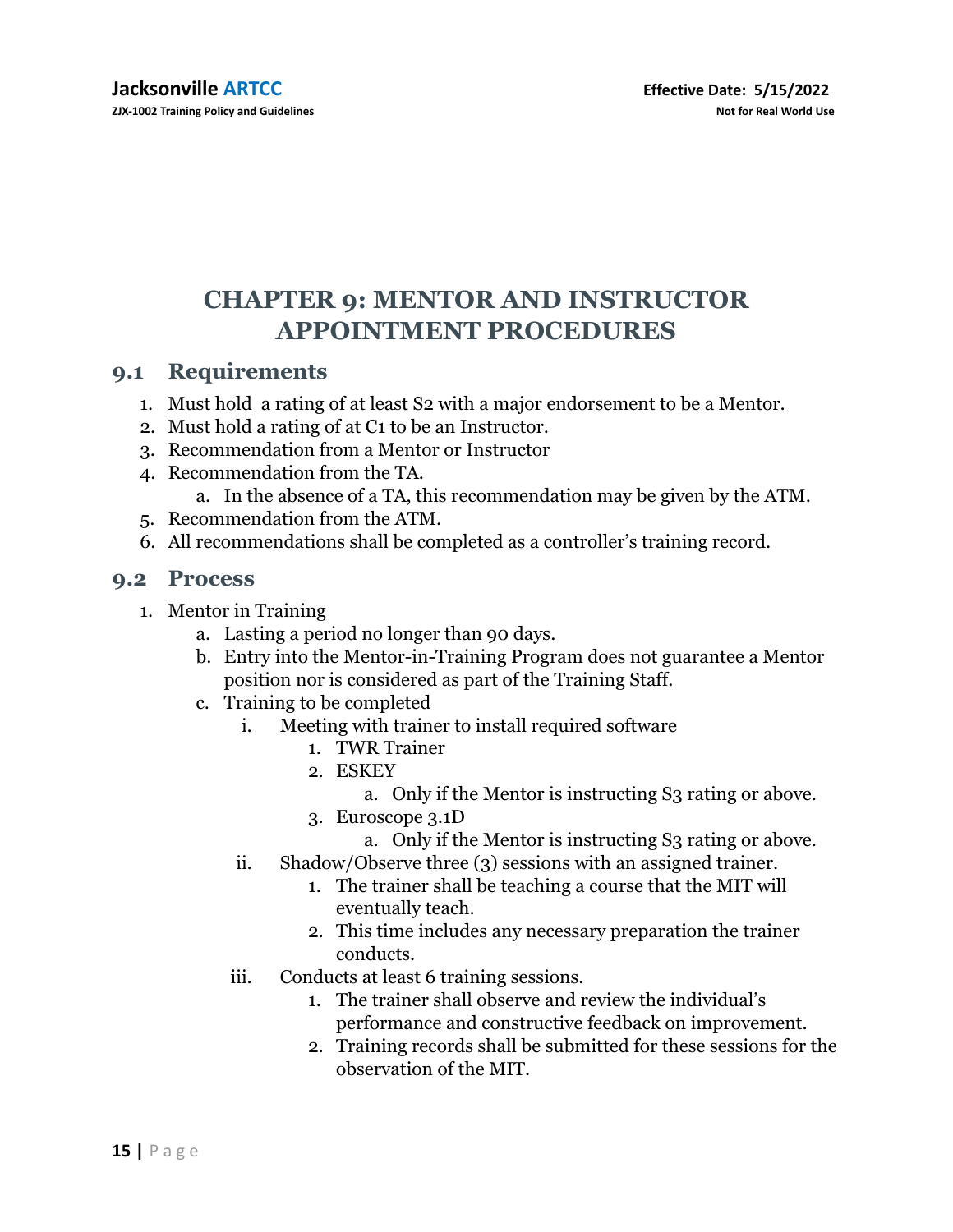# CHAPTER 9: MENTOR AND INSTRUCTOR APPOINTMENT PROCEDURES

## 9.1 Requirements

1. Must hold  a rating of at least S2 with a major endorsement to be a Mentor.
2. Must hold a rating of at C1 to be an Instructor.
3. Recommendation from a Mentor or Instructor
4. Recommendation from the TA.
   a. In the absence of a TA, this recommendation may be given by the ATM.
5. Recommendation from the ATM.
6. All recommendations shall be completed as a controller's training record.

## 9.2 Process

1. Mentor in Training
   a. Lasting a period no longer than 90 days.
   b. Entry into the Mentor-in-Training Program does not guarantee a Mentor position nor is considered as part of the Training Staff.
   c. Training to be completed
      i. Meeting with trainer to install required software
         1. TWR Trainer
         2. ESKEY
            a. Only if the Mentor is instructing S3 rating or above.
         3. Euroscope 3.1D
            a. Only if the Mentor is instructing S3 rating or above.
      ii. Shadow/Observe three (3) sessions with an assigned trainer.
         1. The trainer shall be teaching a course that the MIT will eventually teach.
         2. This time includes any necessary preparation the trainer conducts.
      iii. Conducts at least 6 training sessions.
         1. The trainer shall observe and review the individual's performance and constructive feedback on improvement.
         2. Training records shall be submitted for these sessions for the observation of the MIT.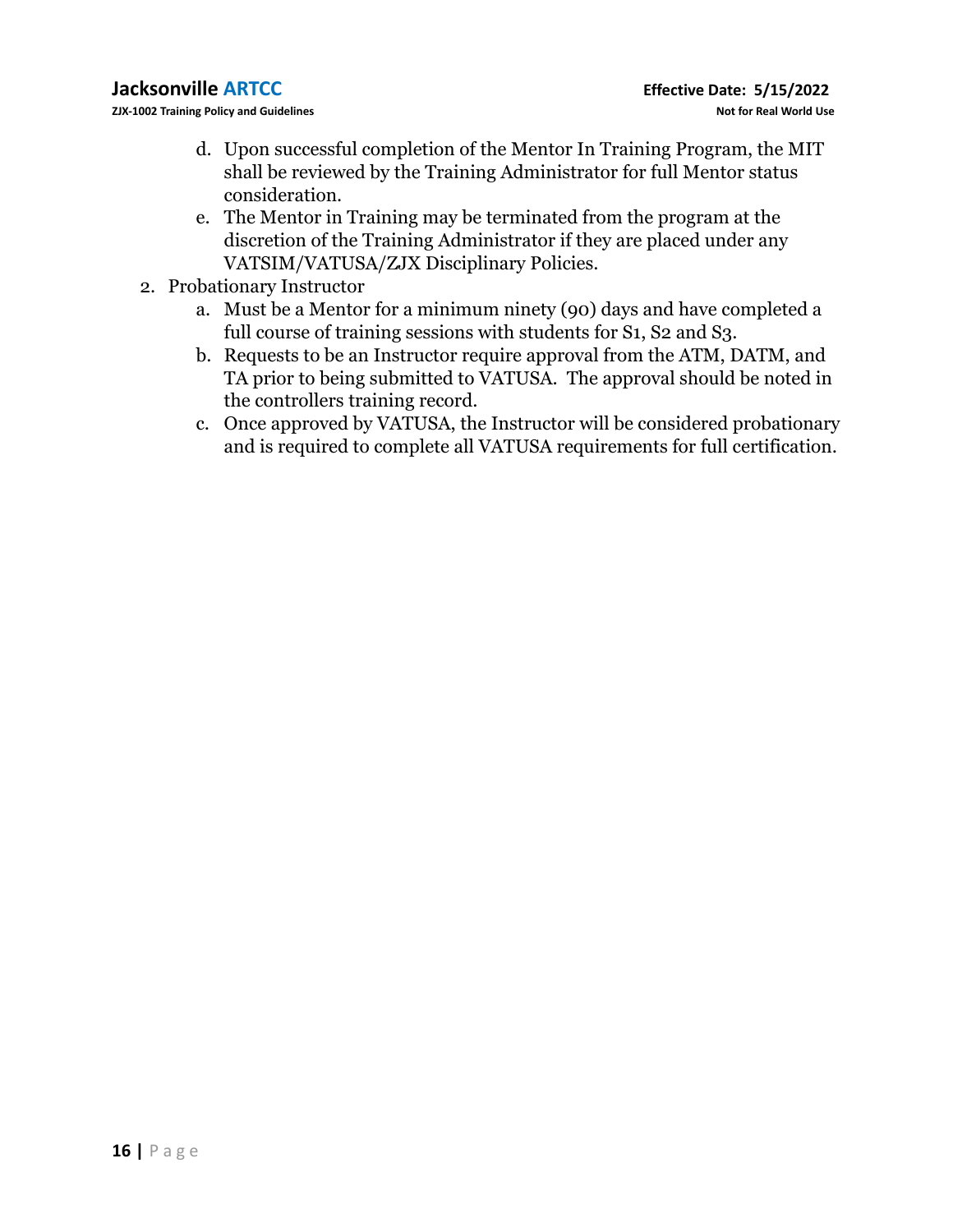d. Upon successful completion of the Mentor In Training Program, the MIT shall be reviewed by the Training Administrator for full Mentor status consideration.

e. The Mentor in Training may be terminated from the program at the discretion of the Training Administrator if they are placed under any VATSIM/VATUSA/ZJX Disciplinary Policies.

2. Probationary Instructor
    a. Must be a Mentor for a minimum ninety (90) days and have completed a full course of training sessions with students for S1, S2 and S3.
    b. Requests to be an Instructor require approval from the ATM, DATM, and TA prior to being submitted to VATUSA. The approval should be noted in the controllers training record.
    c. Once approved by VATUSA, the Instructor will be considered probationary and is required to complete all VATUSA requirements for full certification.